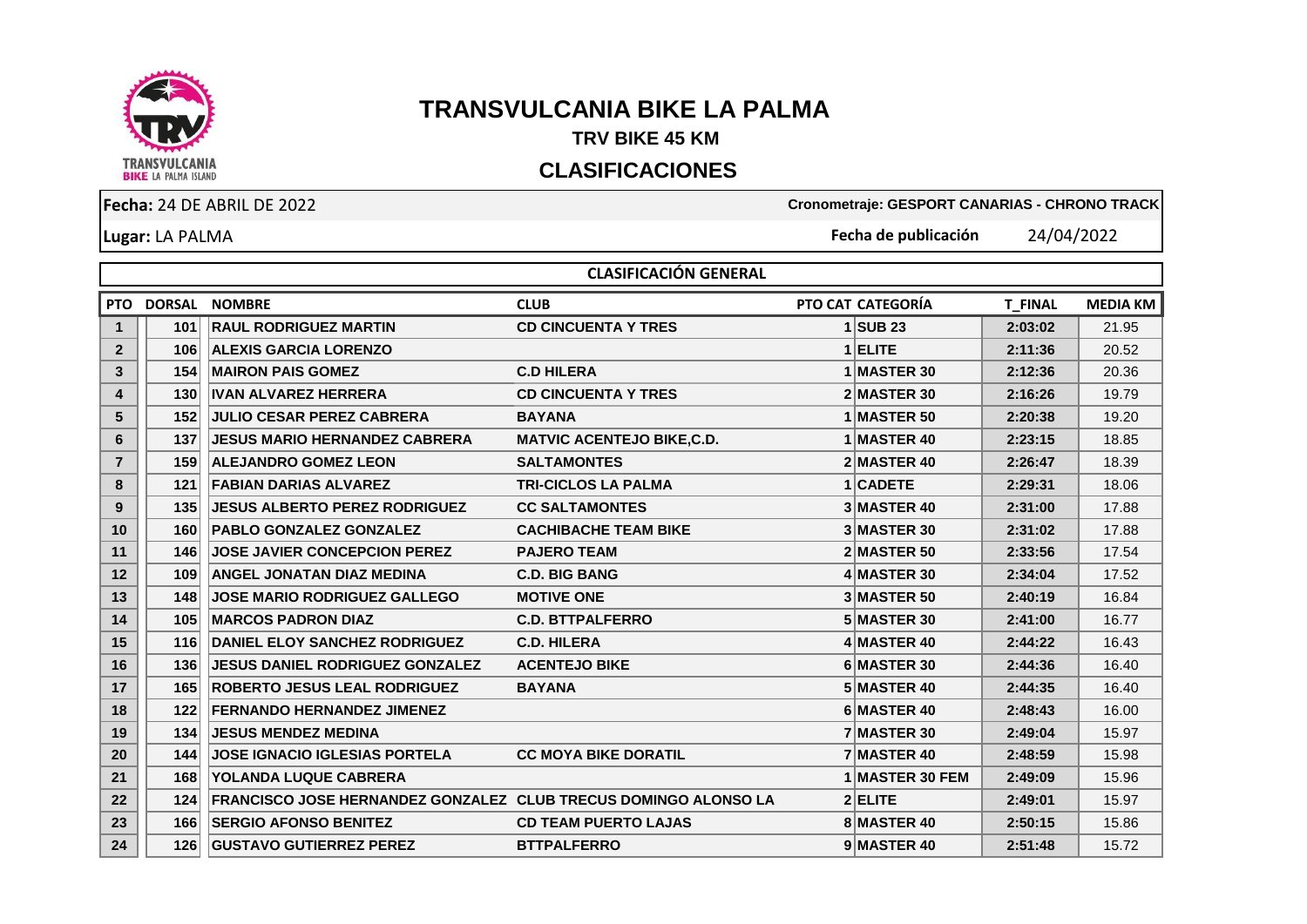# TRANSVULCANIA BIKE LA PALMA

## TRV BIKE 45 KM

## CLASIFICACIONES

**Fecha:** 24 DE ABRIL DE 2022

**Cronometraje: GESPORT CANARIAS - CHRONO TRACK**

**Lugar:** LA PALMA

**Fecha de publicación** 24/04/2022

### CLASIFICACIÓN GENERAL

| PTO | DORSAL | NOMBRE | CLUB | PTO CAT | CATEGORÍA | T_FINAL | MEDIA KM |
|---|---|---|---|---|---|---|---|
| 1 | 101 | RAUL RODRIGUEZ MARTIN | CD CINCUENTA Y TRES | 1 | SUB 23 | 2:03:02 | 21.95 |
| 2 | 106 | ALEXIS GARCIA LORENZO | | 1 | ELITE | 2:11:36 | 20.52 |
| 3 | 154 | MAIRON PAIS GOMEZ | C.D HILERA | 1 | MASTER 30 | 2:12:36 | 20.36 |
| 4 | 130 | IVAN ALVAREZ HERRERA | CD CINCUENTA Y TRES | 2 | MASTER 30 | 2:16:26 | 19.79 |
| 5 | 152 | JULIO CESAR PEREZ CABRERA | BAYANA | 1 | MASTER 50 | 2:20:38 | 19.20 |
| 6 | 137 | JESUS MARIO HERNANDEZ CABRERA | MATVIC ACENTEJO BIKE,C.D. | 1 | MASTER 40 | 2:23:15 | 18.85 |
| 7 | 159 | ALEJANDRO GOMEZ LEON | SALTAMONTES | 2 | MASTER 40 | 2:26:47 | 18.39 |
| 8 | 121 | FABIAN DARIAS ALVAREZ | TRI-CICLOS LA PALMA | 1 | CADETE | 2:29:31 | 18.06 |
| 9 | 135 | JESUS ALBERTO PEREZ RODRIGUEZ | CC SALTAMONTES | 3 | MASTER 40 | 2:31:00 | 17.88 |
| 10 | 160 | PABLO GONZALEZ GONZALEZ | CACHIBACHE TEAM BIKE | 3 | MASTER 30 | 2:31:02 | 17.88 |
| 11 | 146 | JOSE JAVIER CONCEPCION PEREZ | PAJERO TEAM | 2 | MASTER 50 | 2:33:56 | 17.54 |
| 12 | 109 | ANGEL JONATAN DIAZ MEDINA | C.D. BIG BANG | 4 | MASTER 30 | 2:34:04 | 17.52 |
| 13 | 148 | JOSE MARIO RODRIGUEZ GALLEGO | MOTIVE ONE | 3 | MASTER 50 | 2:40:19 | 16.84 |
| 14 | 105 | MARCOS PADRON DIAZ | C.D. BTTPALFERRO | 5 | MASTER 30 | 2:41:00 | 16.77 |
| 15 | 116 | DANIEL ELOY SANCHEZ RODRIGUEZ | C.D. HILERA | 4 | MASTER 40 | 2:44:22 | 16.43 |
| 16 | 136 | JESUS DANIEL RODRIGUEZ GONZALEZ | ACENTEJO BIKE | 6 | MASTER 30 | 2:44:36 | 16.40 |
| 17 | 165 | ROBERTO JESUS LEAL RODRIGUEZ | BAYANA | 5 | MASTER 40 | 2:44:35 | 16.40 |
| 18 | 122 | FERNANDO HERNANDEZ JIMENEZ | | 6 | MASTER 40 | 2:48:43 | 16.00 |
| 19 | 134 | JESUS MENDEZ MEDINA | | 7 | MASTER 30 | 2:49:04 | 15.97 |
| 20 | 144 | JOSE IGNACIO IGLESIAS PORTELA | CC MOYA BIKE DORATIL | 7 | MASTER 40 | 2:48:59 | 15.98 |
| 21 | 168 | YOLANDA LUQUE CABRERA | | 1 | MASTER 30 FEM | 2:49:09 | 15.96 |
| 22 | 124 | FRANCISCO JOSE HERNANDEZ GONZALEZ | CLUB TRECUS DOMINGO ALONSO LA | 2 | ELITE | 2:49:01 | 15.97 |
| 23 | 166 | SERGIO AFONSO BENITEZ | CD TEAM PUERTO LAJAS | 8 | MASTER 40 | 2:50:15 | 15.86 |
| 24 | 126 | GUSTAVO GUTIERREZ PEREZ | BTTPALFERRO | 9 | MASTER 40 | 2:51:48 | 15.72 |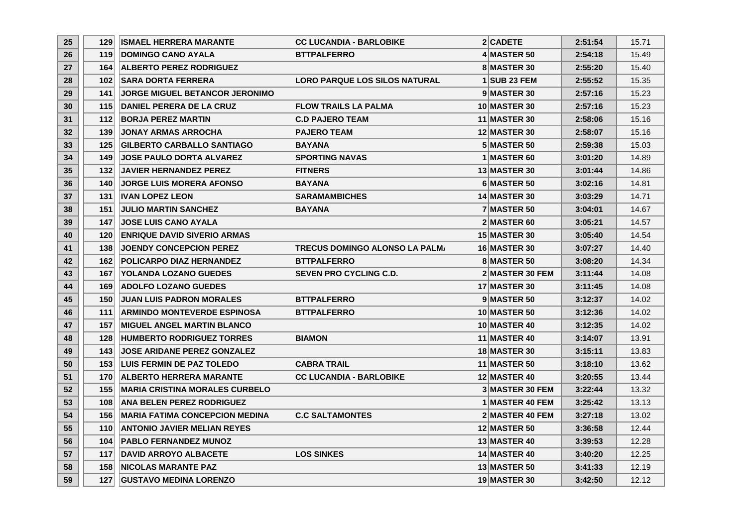| | | | | | | | |
|---|---|---|---|---|---|---|---|
| 25 | 129 | ISMAEL HERRERA MARANTE | CC LUCANDIA - BARLOBIKE | 2 | CADETE | 2:51:54 | 15.71 |
| 26 | 119 | DOMINGO CANO AYALA | BTTPALFERRO | 4 | MASTER 50 | 2:54:18 | 15.49 |
| 27 | 164 | ALBERTO PEREZ RODRIGUEZ | | 8 | MASTER 30 | 2:55:20 | 15.40 |
| 28 | 102 | SARA DORTA FERRERA | LORO PARQUE LOS SILOS NATURAL | 1 | SUB 23 FEM | 2:55:52 | 15.35 |
| 29 | 141 | JORGE MIGUEL BETANCOR JERONIMO | | 9 | MASTER 30 | 2:57:16 | 15.23 |
| 30 | 115 | DANIEL PERERA DE LA CRUZ | FLOW TRAILS LA PALMA | 10 | MASTER 30 | 2:57:16 | 15.23 |
| 31 | 112 | BORJA PEREZ MARTIN | C.D PAJERO TEAM | 11 | MASTER 30 | 2:58:06 | 15.16 |
| 32 | 139 | JONAY ARMAS ARROCHA | PAJERO TEAM | 12 | MASTER 30 | 2:58:07 | 15.16 |
| 33 | 125 | GILBERTO CARBALLO SANTIAGO | BAYANA | 5 | MASTER 50 | 2:59:38 | 15.03 |
| 34 | 149 | JOSE PAULO DORTA ALVAREZ | SPORTING NAVAS | 1 | MASTER 60 | 3:01:20 | 14.89 |
| 35 | 132 | JAVIER HERNANDEZ PEREZ | FITNERS | 13 | MASTER 30 | 3:01:44 | 14.86 |
| 36 | 140 | JORGE LUIS MORERA AFONSO | BAYANA | 6 | MASTER 50 | 3:02:16 | 14.81 |
| 37 | 131 | IVAN LOPEZ LEON | SARAMAMBICHES | 14 | MASTER 30 | 3:03:29 | 14.71 |
| 38 | 151 | JULIO MARTIN SANCHEZ | BAYANA | 7 | MASTER 50 | 3:04:01 | 14.67 |
| 39 | 147 | JOSE LUIS CANO AYALA | | 2 | MASTER 60 | 3:05:21 | 14.57 |
| 40 | 120 | ENRIQUE DAVID SIVERIO ARMAS | | 15 | MASTER 30 | 3:05:40 | 14.54 |
| 41 | 138 | JOENDY CONCEPCION PEREZ | TRECUS DOMINGO ALONSO LA PALM | 16 | MASTER 30 | 3:07:27 | 14.40 |
| 42 | 162 | POLICARPO DIAZ HERNANDEZ | BTTPALFERRO | 8 | MASTER 50 | 3:08:20 | 14.34 |
| 43 | 167 | YOLANDA LOZANO GUEDES | SEVEN PRO CYCLING C.D. | 2 | MASTER 30 FEM | 3:11:44 | 14.08 |
| 44 | 169 | ADOLFO LOZANO GUEDES | | 17 | MASTER 30 | 3:11:45 | 14.08 |
| 45 | 150 | JUAN LUIS PADRON MORALES | BTTPALFERRO | 9 | MASTER 50 | 3:12:37 | 14.02 |
| 46 | 111 | ARMINDO MONTEVERDE ESPINOSA | BTTPALFERRO | 10 | MASTER 50 | 3:12:36 | 14.02 |
| 47 | 157 | MIGUEL ANGEL MARTIN BLANCO | | 10 | MASTER 40 | 3:12:35 | 14.02 |
| 48 | 128 | HUMBERTO RODRIGUEZ TORRES | BIAMON | 11 | MASTER 40 | 3:14:07 | 13.91 |
| 49 | 143 | JOSE ARIDANE PEREZ GONZALEZ | | 18 | MASTER 30 | 3:15:11 | 13.83 |
| 50 | 153 | LUIS FERMIN DE PAZ TOLEDO | CABRA TRAIL | 11 | MASTER 50 | 3:18:10 | 13.62 |
| 51 | 170 | ALBERTO HERRERA MARANTE | CC LUCANDIA - BARLOBIKE | 12 | MASTER 40 | 3:20:55 | 13.44 |
| 52 | 155 | MARIA CRISTINA MORALES CURBELO | | 3 | MASTER 30 FEM | 3:22:44 | 13.32 |
| 53 | 108 | ANA BELEN PEREZ RODRIGUEZ | | 1 | MASTER 40 FEM | 3:25:42 | 13.13 |
| 54 | 156 | MARIA FATIMA CONCEPCION MEDINA | C.C SALTAMONTES | 2 | MASTER 40 FEM | 3:27:18 | 13.02 |
| 55 | 110 | ANTONIO JAVIER MELIAN REYES | | 12 | MASTER 50 | 3:36:58 | 12.44 |
| 56 | 104 | PABLO FERNANDEZ MUNOZ | | 13 | MASTER 40 | 3:39:53 | 12.28 |
| 57 | 117 | DAVID ARROYO ALBACETE | LOS SINKES | 14 | MASTER 40 | 3:40:20 | 12.25 |
| 58 | 158 | NICOLAS MARANTE PAZ | | 13 | MASTER 50 | 3:41:33 | 12.19 |
| 59 | 127 | GUSTAVO MEDINA LORENZO | | 19 | MASTER 30 | 3:42:50 | 12.12 |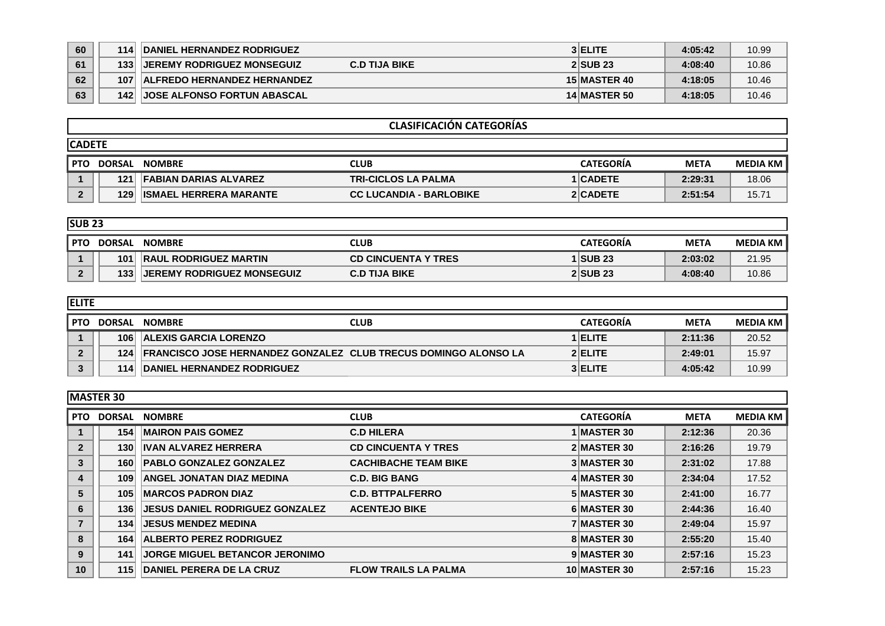| | | | | | | |
|---|---|---|---|---|---|---|
| 60 | 114 | DANIEL HERNANDEZ RODRIGUEZ | | 3 ELITE | 4:05:42 | 10.99 |
| 61 | 133 | JEREMY RODRIGUEZ MONSEGUIZ | C.D TIJA BIKE | 2 SUB 23 | 4:08:40 | 10.86 |
| 62 | 107 | ALFREDO HERNANDEZ HERNANDEZ | | 15 MASTER 40 | 4:18:05 | 10.46 |
| 63 | 142 | JOSE ALFONSO FORTUN ABASCAL | | 14 MASTER 50 | 4:18:05 | 10.46 |

## CLASIFICACIÓN CATEGORÍAS

### CADETE

| PTO | DORSAL | NOMBRE | CLUB | CATEGORÍA | META | MEDIA KM |
|---|---|---|---|---|---|---|
| 1 | 121 | FABIAN DARIAS ALVAREZ | TRI-CICLOS LA PALMA | 1 CADETE | 2:29:31 | 18.06 |
| 2 | 129 | ISMAEL HERRERA MARANTE | CC LUCANDIA - BARLOBIKE | 2 CADETE | 2:51:54 | 15.71 |

### SUB 23

| PTO | DORSAL | NOMBRE | CLUB | CATEGORÍA | META | MEDIA KM |
|---|---|---|---|---|---|---|
| 1 | 101 | RAUL RODRIGUEZ MARTIN | CD CINCUENTA Y TRES | 1 SUB 23 | 2:03:02 | 21.95 |
| 2 | 133 | JEREMY RODRIGUEZ MONSEGUIZ | C.D TIJA BIKE | 2 SUB 23 | 4:08:40 | 10.86 |

### ELITE

| PTO | DORSAL | NOMBRE | CLUB | CATEGORÍA | META | MEDIA KM |
|---|---|---|---|---|---|---|
| 1 | 106 | ALEXIS GARCIA LORENZO | | 1 ELITE | 2:11:36 | 20.52 |
| 2 | 124 | FRANCISCO JOSE HERNANDEZ GONZALEZ | CLUB TRECUS DOMINGO ALONSO LA | 2 ELITE | 2:49:01 | 15.97 |
| 3 | 114 | DANIEL HERNANDEZ RODRIGUEZ | | 3 ELITE | 4:05:42 | 10.99 |

### MASTER 30

| PTO | DORSAL | NOMBRE | CLUB | CATEGORÍA | META | MEDIA KM |
|---|---|---|---|---|---|---|
| 1 | 154 | MAIRON PAIS GOMEZ | C.D HILERA | 1 MASTER 30 | 2:12:36 | 20.36 |
| 2 | 130 | IVAN ALVAREZ HERRERA | CD CINCUENTA Y TRES | 2 MASTER 30 | 2:16:26 | 19.79 |
| 3 | 160 | PABLO GONZALEZ GONZALEZ | CACHIBACHE TEAM BIKE | 3 MASTER 30 | 2:31:02 | 17.88 |
| 4 | 109 | ANGEL JONATAN DIAZ MEDINA | C.D. BIG BANG | 4 MASTER 30 | 2:34:04 | 17.52 |
| 5 | 105 | MARCOS PADRON DIAZ | C.D. BTTPALFERRO | 5 MASTER 30 | 2:41:00 | 16.77 |
| 6 | 136 | JESUS DANIEL RODRIGUEZ GONZALEZ | ACENTEJO BIKE | 6 MASTER 30 | 2:44:36 | 16.40 |
| 7 | 134 | JESUS MENDEZ MEDINA | | 7 MASTER 30 | 2:49:04 | 15.97 |
| 8 | 164 | ALBERTO PEREZ RODRIGUEZ | | 8 MASTER 30 | 2:55:20 | 15.40 |
| 9 | 141 | JORGE MIGUEL BETANCOR JERONIMO | | 9 MASTER 30 | 2:57:16 | 15.23 |
| 10 | 115 | DANIEL PERERA DE LA CRUZ | FLOW TRAILS LA PALMA | 10 MASTER 30 | 2:57:16 | 15.23 |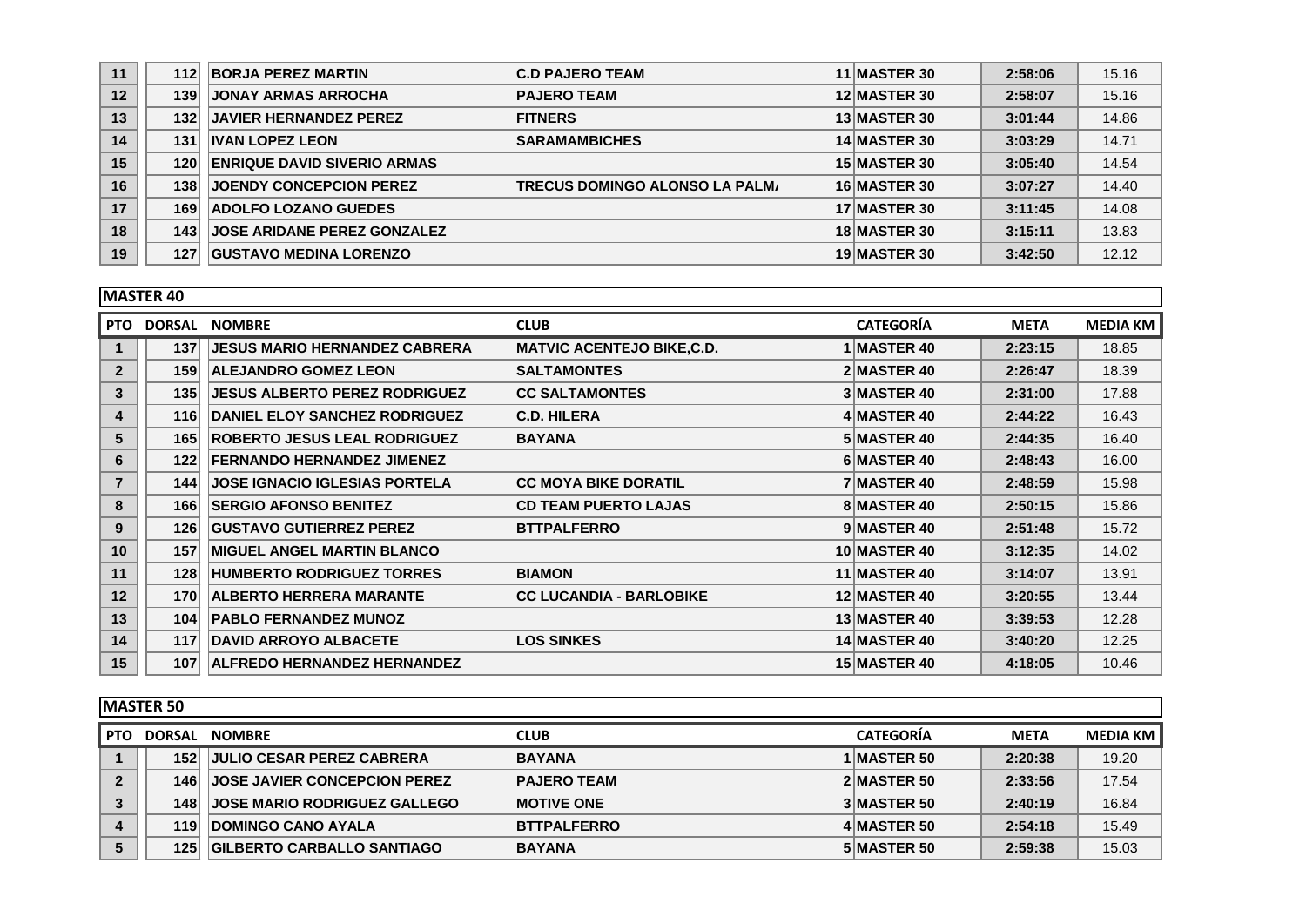| PTO | DORSAL | NOMBRE | CLUB | CATEGORÍA | META | MEDIA KM |
|---|---|---|---|---|---|---|
| 11 | 112 | BORJA PEREZ MARTIN | C.D PAJERO TEAM | 11 MASTER 30 | 2:58:06 | 15.16 |
| 12 | 139 | JONAY ARMAS ARROCHA | PAJERO TEAM | 12 MASTER 30 | 2:58:07 | 15.16 |
| 13 | 132 | JAVIER HERNANDEZ PEREZ | FITNERS | 13 MASTER 30 | 3:01:44 | 14.86 |
| 14 | 131 | IVAN LOPEZ LEON | SARAMAMBICHES | 14 MASTER 30 | 3:03:29 | 14.71 |
| 15 | 120 | ENRIQUE DAVID SIVERIO ARMAS | | 15 MASTER 30 | 3:05:40 | 14.54 |
| 16 | 138 | JOENDY CONCEPCION PEREZ | TRECUS DOMINGO ALONSO LA PALMA | 16 MASTER 30 | 3:07:27 | 14.40 |
| 17 | 169 | ADOLFO LOZANO GUEDES | | 17 MASTER 30 | 3:11:45 | 14.08 |
| 18 | 143 | JOSE ARIDANE PEREZ GONZALEZ | | 18 MASTER 30 | 3:15:11 | 13.83 |
| 19 | 127 | GUSTAVO MEDINA LORENZO | | 19 MASTER 30 | 3:42:50 | 12.12 |

## MASTER 40

| PTO | DORSAL | NOMBRE | CLUB | CATEGORÍA | META | MEDIA KM |
|---|---|---|---|---|---|---|
| 1 | 137 | JESUS MARIO HERNANDEZ CABRERA | MATVIC ACENTEJO BIKE,C.D. | 1 MASTER 40 | 2:23:15 | 18.85 |
| 2 | 159 | ALEJANDRO GOMEZ LEON | SALTAMONTES | 2 MASTER 40 | 2:26:47 | 18.39 |
| 3 | 135 | JESUS ALBERTO PEREZ RODRIGUEZ | CC SALTAMONTES | 3 MASTER 40 | 2:31:00 | 17.88 |
| 4 | 116 | DANIEL ELOY SANCHEZ RODRIGUEZ | C.D. HILERA | 4 MASTER 40 | 2:44:22 | 16.43 |
| 5 | 165 | ROBERTO JESUS LEAL RODRIGUEZ | BAYANA | 5 MASTER 40 | 2:44:35 | 16.40 |
| 6 | 122 | FERNANDO HERNANDEZ JIMENEZ | | 6 MASTER 40 | 2:48:43 | 16.00 |
| 7 | 144 | JOSE IGNACIO IGLESIAS PORTELA | CC MOYA BIKE DORATIL | 7 MASTER 40 | 2:48:59 | 15.98 |
| 8 | 166 | SERGIO AFONSO BENITEZ | CD TEAM PUERTO LAJAS | 8 MASTER 40 | 2:50:15 | 15.86 |
| 9 | 126 | GUSTAVO GUTIERREZ PEREZ | BTTPALFERRO | 9 MASTER 40 | 2:51:48 | 15.72 |
| 10 | 157 | MIGUEL ANGEL MARTIN BLANCO | | 10 MASTER 40 | 3:12:35 | 14.02 |
| 11 | 128 | HUMBERTO RODRIGUEZ TORRES | BIAMON | 11 MASTER 40 | 3:14:07 | 13.91 |
| 12 | 170 | ALBERTO HERRERA MARANTE | CC LUCANDIA - BARLOBIKE | 12 MASTER 40 | 3:20:55 | 13.44 |
| 13 | 104 | PABLO FERNANDEZ MUNOZ | | 13 MASTER 40 | 3:39:53 | 12.28 |
| 14 | 117 | DAVID ARROYO ALBACETE | LOS SINKES | 14 MASTER 40 | 3:40:20 | 12.25 |
| 15 | 107 | ALFREDO HERNANDEZ HERNANDEZ | | 15 MASTER 40 | 4:18:05 | 10.46 |

## MASTER 50

| PTO | DORSAL | NOMBRE | CLUB | CATEGORÍA | META | MEDIA KM |
|---|---|---|---|---|---|---|
| 1 | 152 | JULIO CESAR PEREZ CABRERA | BAYANA | 1 MASTER 50 | 2:20:38 | 19.20 |
| 2 | 146 | JOSE JAVIER CONCEPCION PEREZ | PAJERO TEAM | 2 MASTER 50 | 2:33:56 | 17.54 |
| 3 | 148 | JOSE MARIO RODRIGUEZ GALLEGO | MOTIVE ONE | 3 MASTER 50 | 2:40:19 | 16.84 |
| 4 | 119 | DOMINGO CANO AYALA | BTTPALFERRO | 4 MASTER 50 | 2:54:18 | 15.49 |
| 5 | 125 | GILBERTO CARBALLO SANTIAGO | BAYANA | 5 MASTER 50 | 2:59:38 | 15.03 |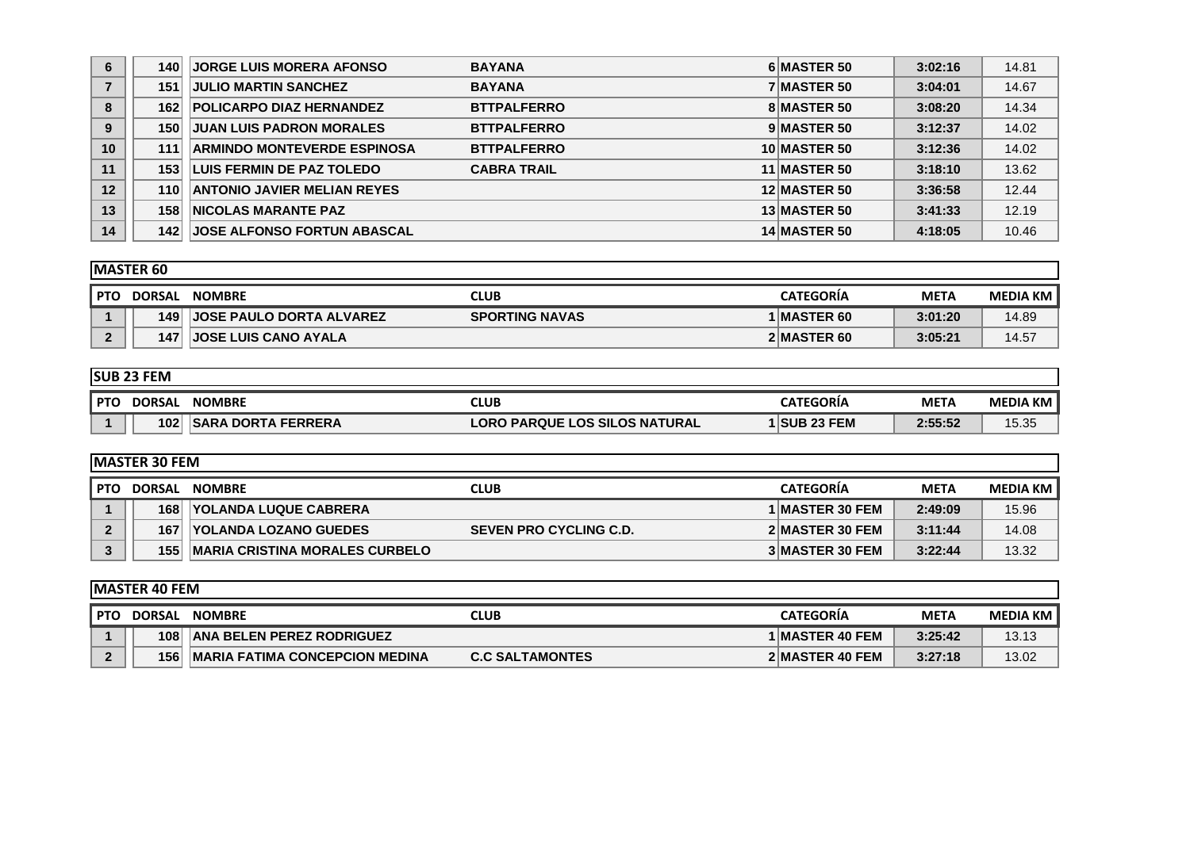| PTO | DORSAL | NOMBRE | CLUB | CATEGORÍA | META | MEDIA KM |
|---|---|---|---|---|---|---|
| 6 | 140 | JORGE LUIS MORERA AFONSO | BAYANA | 6 MASTER 50 | 3:02:16 | 14.81 |
| 7 | 151 | JULIO MARTIN SANCHEZ | BAYANA | 7 MASTER 50 | 3:04:01 | 14.67 |
| 8 | 162 | POLICARPO DIAZ HERNANDEZ | BTTPALFERRO | 8 MASTER 50 | 3:08:20 | 14.34 |
| 9 | 150 | JUAN LUIS PADRON MORALES | BTTPALFERRO | 9 MASTER 50 | 3:12:37 | 14.02 |
| 10 | 111 | ARMINDO MONTEVERDE ESPINOSA | BTTPALFERRO | 10 MASTER 50 | 3:12:36 | 14.02 |
| 11 | 153 | LUIS FERMIN DE PAZ TOLEDO | CABRA TRAIL | 11 MASTER 50 | 3:18:10 | 13.62 |
| 12 | 110 | ANTONIO JAVIER MELIAN REYES | | 12 MASTER 50 | 3:36:58 | 12.44 |
| 13 | 158 | NICOLAS MARANTE PAZ | | 13 MASTER 50 | 3:41:33 | 12.19 |
| 14 | 142 | JOSE ALFONSO FORTUN ABASCAL | | 14 MASTER 50 | 4:18:05 | 10.46 |

## MASTER 60

| PTO | DORSAL | NOMBRE | CLUB | CATEGORÍA | META | MEDIA KM |
|---|---|---|---|---|---|---|
| 1 | 149 | JOSE PAULO DORTA ALVAREZ | SPORTING NAVAS | 1 MASTER 60 | 3:01:20 | 14.89 |
| 2 | 147 | JOSE LUIS CANO AYALA | | 2 MASTER 60 | 3:05:21 | 14.57 |

## SUB 23 FEM

| PTO | DORSAL | NOMBRE | CLUB | CATEGORÍA | META | MEDIA KM |
|---|---|---|---|---|---|---|
| 1 | 102 | SARA DORTA FERRERA | LORO PARQUE LOS SILOS NATURAL | 1 SUB 23 FEM | 2:55:52 | 15.35 |

## MASTER 30 FEM

| PTO | DORSAL | NOMBRE | CLUB | CATEGORÍA | META | MEDIA KM |
|---|---|---|---|---|---|---|
| 1 | 168 | YOLANDA LUQUE CABRERA | | 1 MASTER 30 FEM | 2:49:09 | 15.96 |
| 2 | 167 | YOLANDA LOZANO GUEDES | SEVEN PRO CYCLING C.D. | 2 MASTER 30 FEM | 3:11:44 | 14.08 |
| 3 | 155 | MARIA CRISTINA MORALES CURBELO | | 3 MASTER 30 FEM | 3:22:44 | 13.32 |

## MASTER 40 FEM

| PTO | DORSAL | NOMBRE | CLUB | CATEGORÍA | META | MEDIA KM |
|---|---|---|---|---|---|---|
| 1 | 108 | ANA BELEN PEREZ RODRIGUEZ | | 1 MASTER 40 FEM | 3:25:42 | 13.13 |
| 2 | 156 | MARIA FATIMA CONCEPCION MEDINA | C.C SALTAMONTES | 2 MASTER 40 FEM | 3:27:18 | 13.02 |